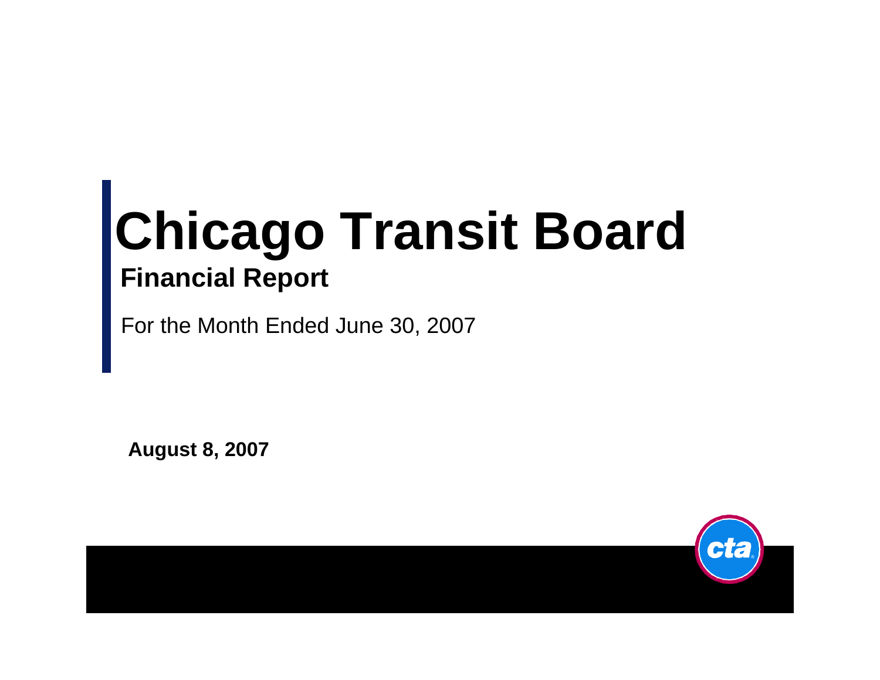# Chicago Transit Board

## Financial Report

For the Month Ended June 30, 2007

**August 8, 2007**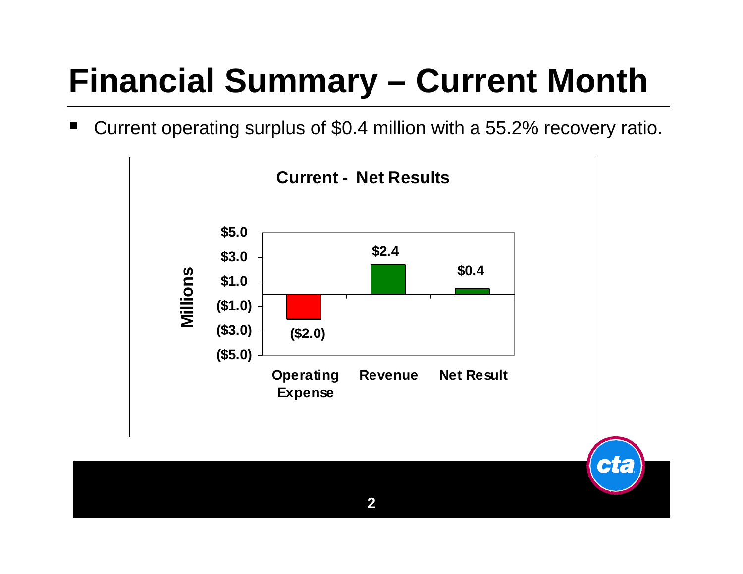# Financial Summary – Current Month

- Current operating surplus of $0.4 million with a 55.2% recovery ratio.

**Current - Net Results**

| | Operating Expense | Revenue | Net Result |
|---|---|---|---|
| Millions | ($2.0) | $2.4 | $0.4 |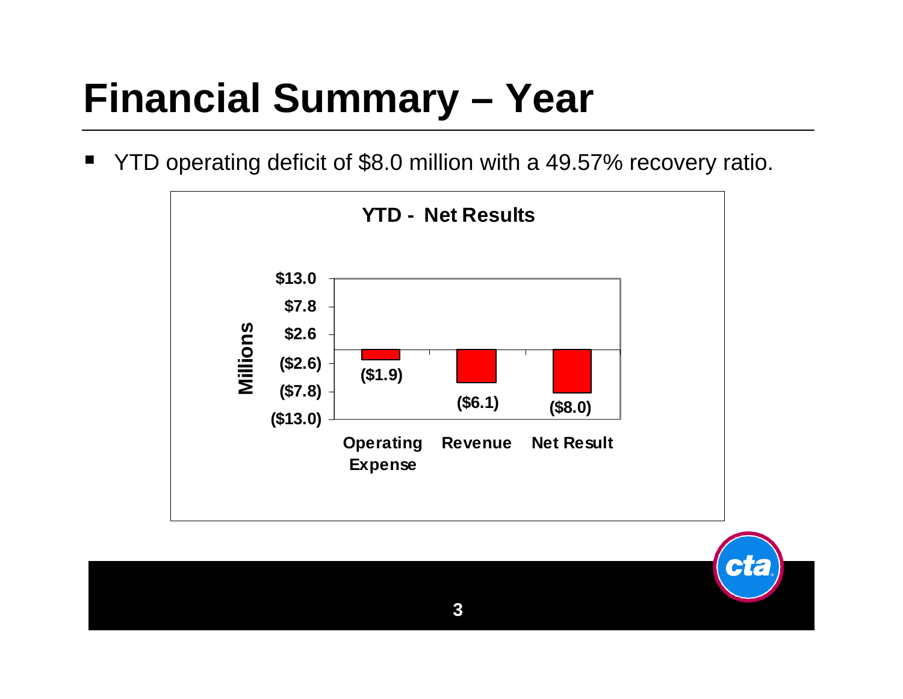# Financial Summary – Year

- YTD operating deficit of $8.0 million with a 49.57% recovery ratio.

**YTD - Net Results**

| | Operating Expense | Revenue | Net Result |
|---|---|---|---|
| Millions | ($1.9) | ($6.1) | ($8.0) |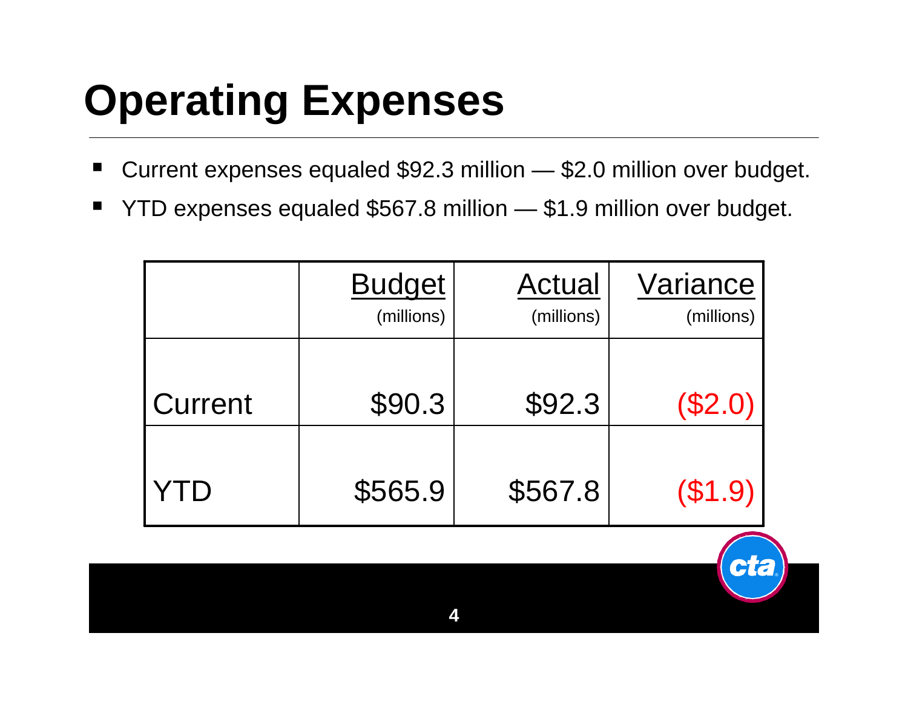# Operating Expenses

- Current expenses equaled $92.3 million — $2.0 million over budget.
- YTD expenses equaled $567.8 million — $1.9 million over budget.

| | Budget (millions) | Actual (millions) | Variance (millions) |
|---|---|---|---|
| Current | $90.3 | $92.3 | ($2.0) |
| YTD | $565.9 | $567.8 | ($1.9) |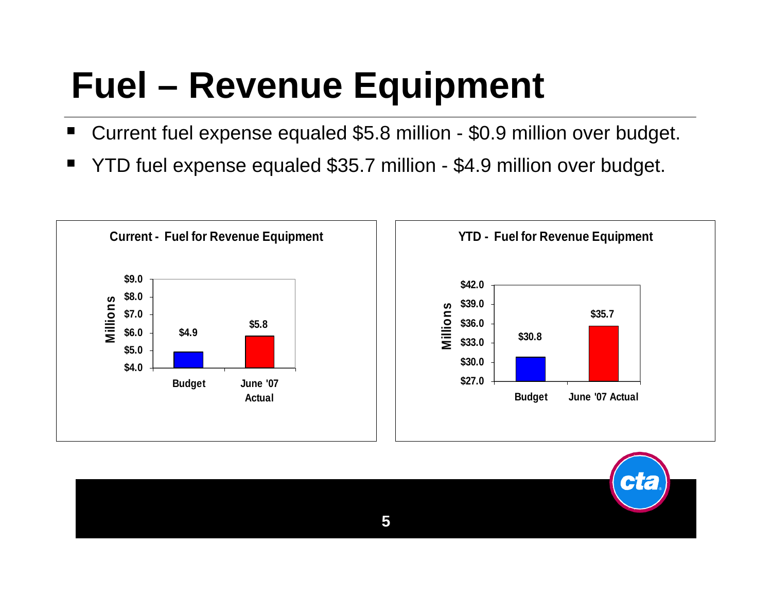# Fuel – Revenue Equipment

- Current fuel expense equaled $5.8 million - $0.9 million over budget.
- YTD fuel expense equaled $35.7 million - $4.9 million over budget.

**Current - Fuel for Revenue Equipment**

| | Millions |
|---|---|
| Budget | $4.9 |
| June '07 Actual | $5.8 |

**YTD - Fuel for Revenue Equipment**

| | Millions |
|---|---|
| Budget | $30.8 |
| June '07 Actual | $35.7 |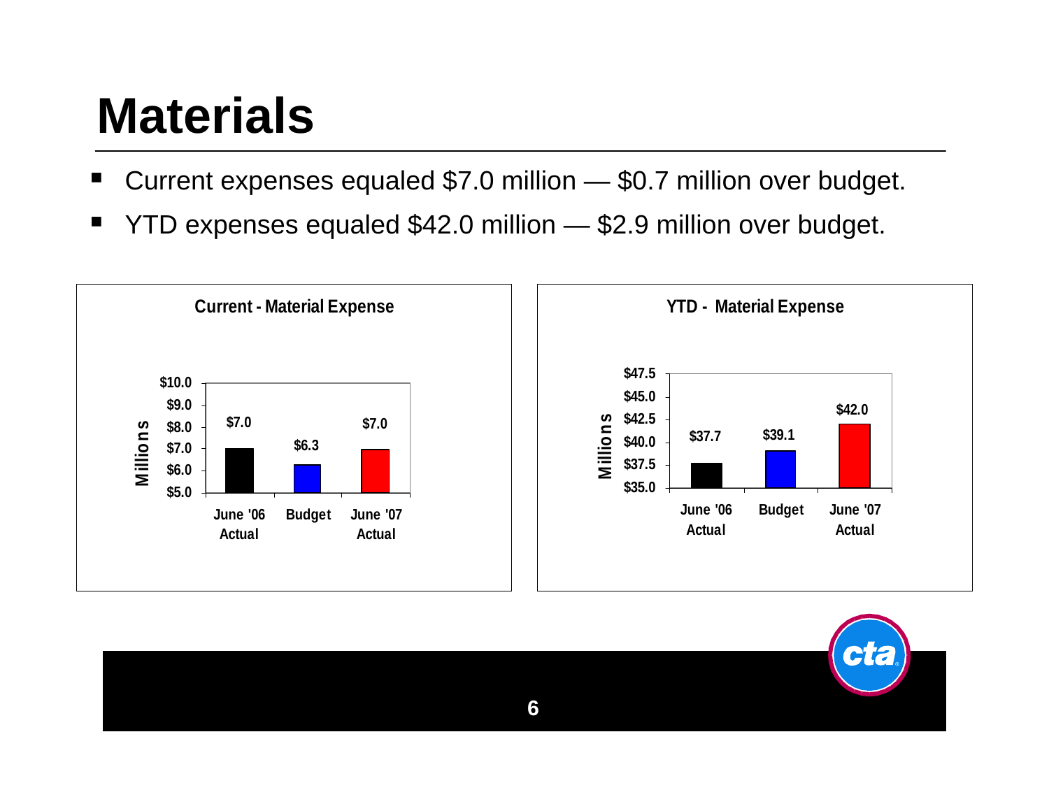# Materials

- Current expenses equaled $7.0 million — $0.7 million over budget.
- YTD expenses equaled $42.0 million — $2.9 million over budget.

**Current - Material Expense**

| | June '06 Actual | Budget | June '07 Actual |
|---|---|---|---|
| Millions | $7.0 | $6.3 | $7.0 |

**YTD - Material Expense**

| | June '06 Actual | Budget | June '07 Actual |
|---|---|---|---|
| Millions | $37.7 | $39.1 | $42.0 |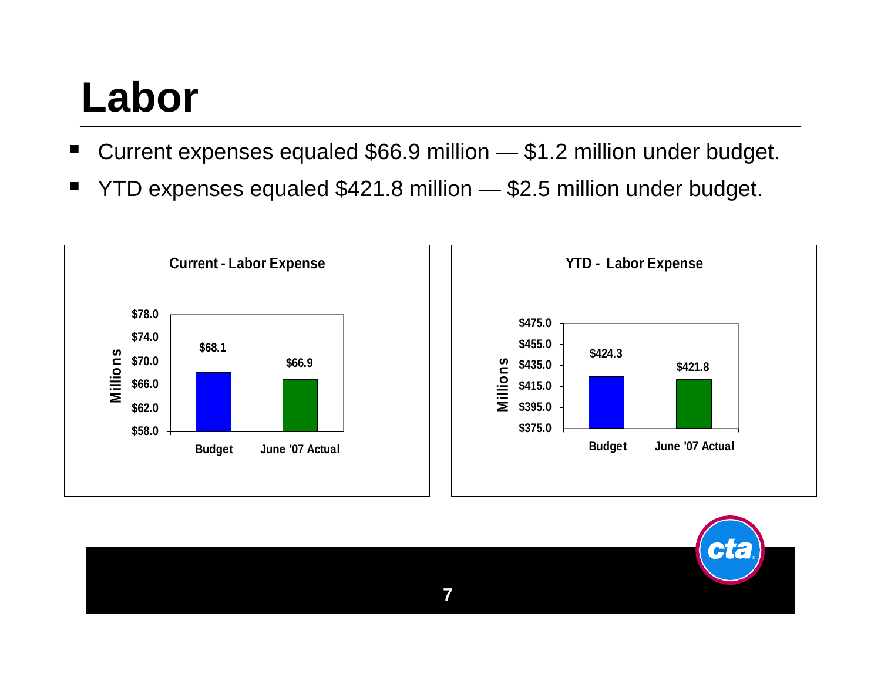# Labor

- Current expenses equaled $66.9 million — $1.2 million under budget.
- YTD expenses equaled $421.8 million — $2.5 million under budget.

**Current - Labor Expense**

| | Budget | June '07 Actual |
|---|---|---|
| Millions | $68.1 | $66.9 |

**YTD - Labor Expense**

| | Budget | June '07 Actual |
|---|---|---|
| Millions | $424.3 | $421.8 |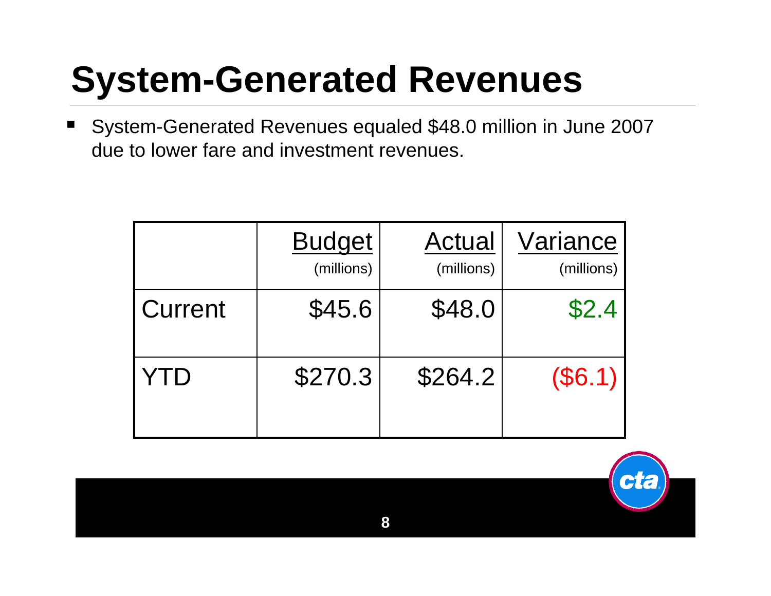# System-Generated Revenues

- System-Generated Revenues equaled $48.0 million in June 2007 due to lower fare and investment revenues.

| | Budget (millions) | Actual (millions) | Variance (millions) |
|---|---|---|---|
| Current | $45.6 | $48.0 | $2.4 |
| YTD | $270.3 | $264.2 | ($6.1) |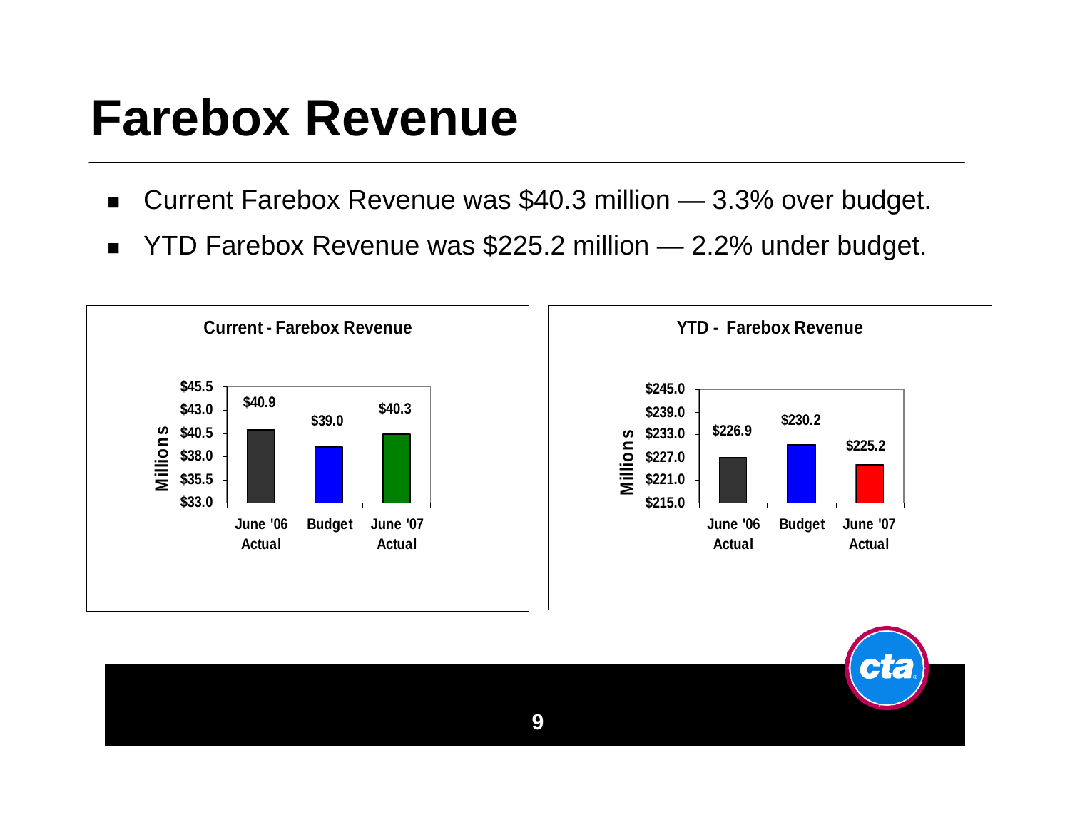# Farebox Revenue

- Current Farebox Revenue was $40.3 million — 3.3% over budget.
- YTD Farebox Revenue was $225.2 million — 2.2% under budget.

**Current - Farebox Revenue** (Millions)

| | June '06 Actual | Budget | June '07 Actual |
|---|---|---|---|
| Current | $40.9 | $39.0 | $40.3 |

**YTD - Farebox Revenue** (Millions)

| | June '06 Actual | Budget | June '07 Actual |
|---|---|---|---|
| YTD | $226.9 | $230.2 | $225.2 |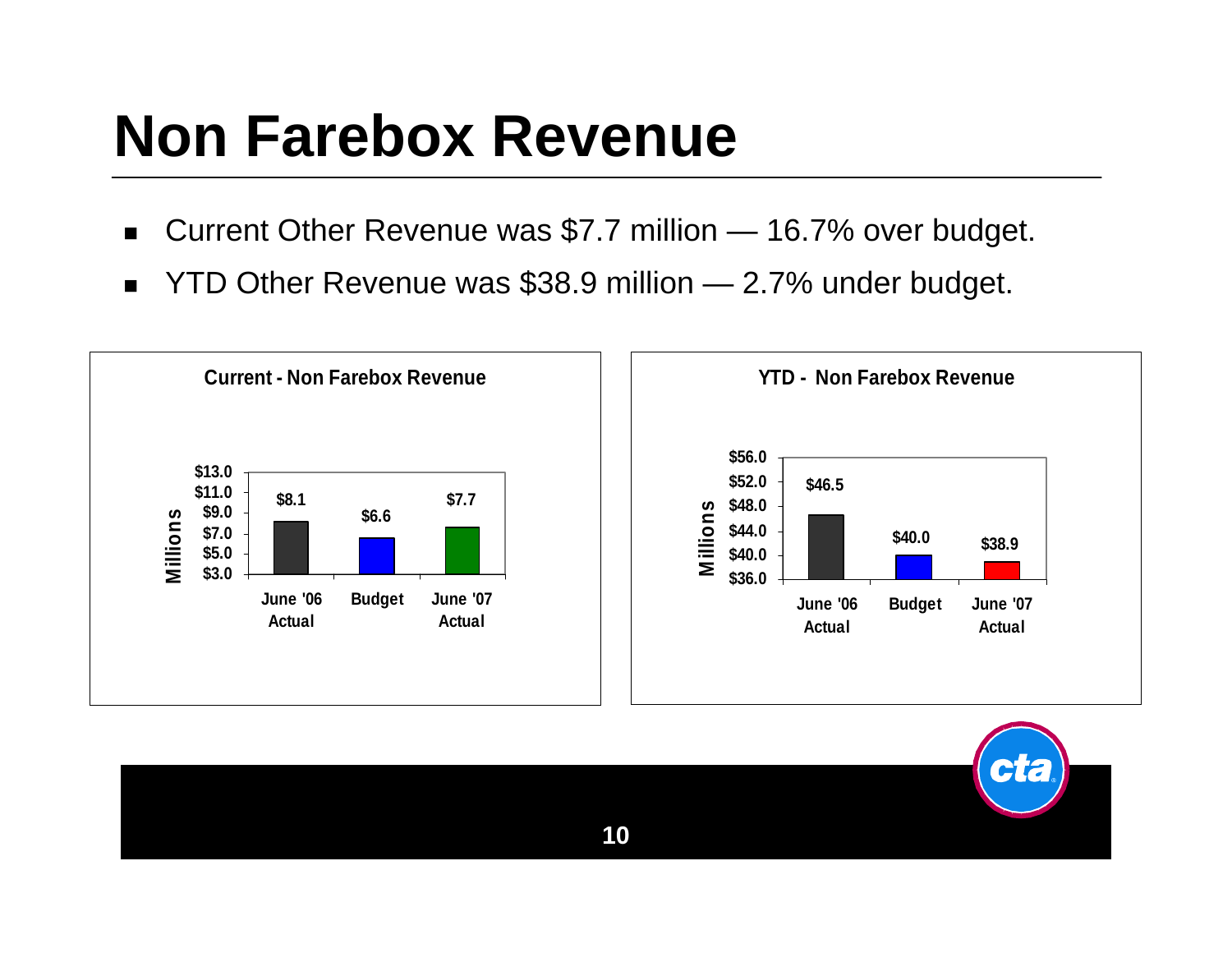# Non Farebox Revenue

- Current Other Revenue was \$7.7 million — 16.7% over budget.
- YTD Other Revenue was \$38.9 million — 2.7% under budget.

**Current - Non Farebox Revenue**

| | June '06 Actual | Budget | June '07 Actual |
|---|---|---|---|
| Millions | \$8.1 | \$6.6 | \$7.7 |

**YTD - Non Farebox Revenue**

| | June '06 Actual | Budget | June '07 Actual |
|---|---|---|---|
| Millions | \$46.5 | \$40.0 | \$38.9 |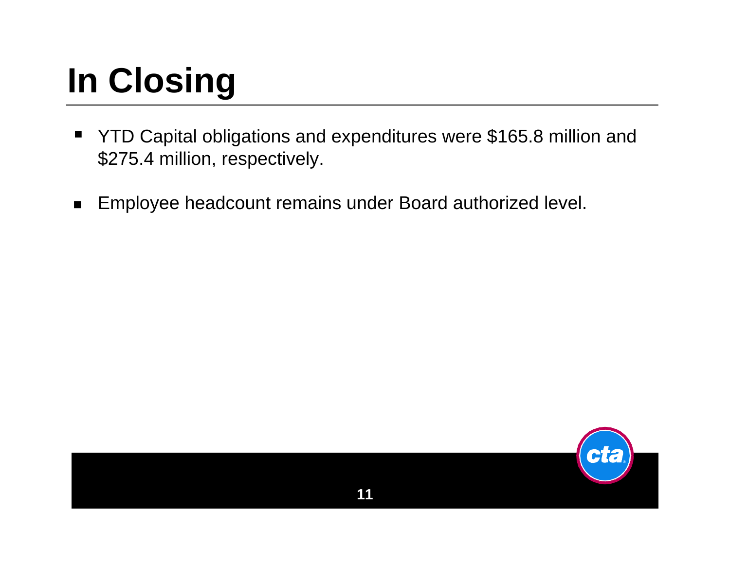# In Closing

- YTD Capital obligations and expenditures were $165.8 million and $275.4 million, respectively.
- Employee headcount remains under Board authorized level.